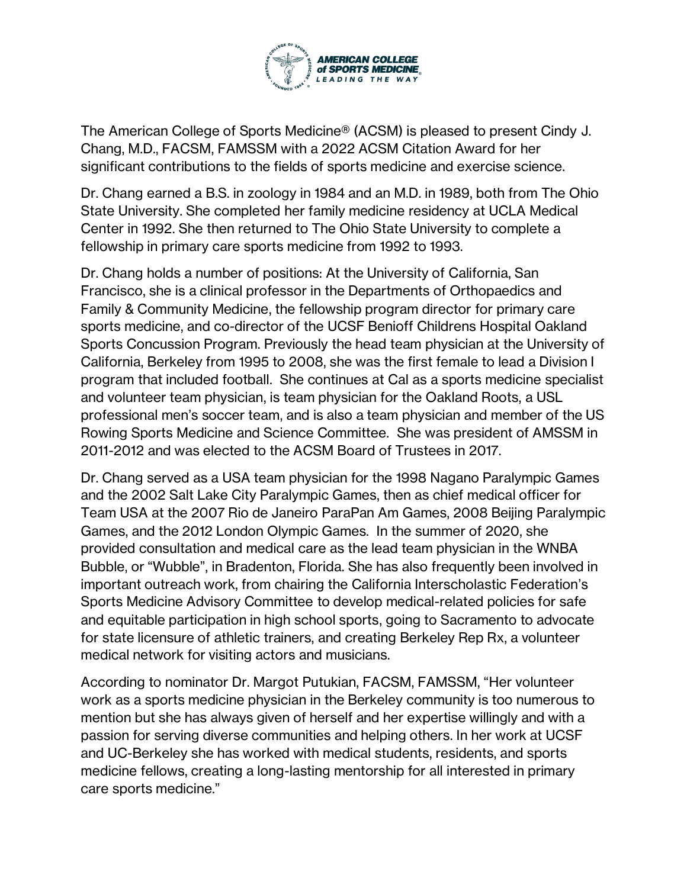The American College of Sports Medicine® (ACSM) is pleased to present Cindy J. Chang, M.D., FACSM, FAMSSM with a 2022 ACSM Citation Award for her significant contributions to the fields of sports medicine and exercise science.

Dr. Chang earned a B.S. in zoology in 1984 and an M.D. in 1989, both from The Ohio State University. She completed her family medicine residency at UCLA Medical Center in 1992. She then returned to The Ohio State University to complete a fellowship in primary care sports medicine from 1992 to 1993.

Dr. Chang holds a number of positions: At the University of California, San Francisco, she is a clinical professor in the Departments of Orthopaedics and Family & Community Medicine, the fellowship program director for primary care sports medicine, and co-director of the UCSF Benioff Childrens Hospital Oakland Sports Concussion Program. Previously the head team physician at the University of California, Berkeley from 1995 to 2008, she was the first female to lead a Division I program that included football. She continues at Cal as a sports medicine specialist and volunteer team physician, is team physician for the Oakland Roots, a USL professional men's soccer team, and is also a team physician and member of the US Rowing Sports Medicine and Science Committee. She was president of AMSSM in 2011-2012 and was elected to the ACSM Board of Trustees in 2017.

Dr. Chang served as a USA team physician for the 1998 Nagano Paralympic Games and the 2002 Salt Lake City Paralympic Games, then as chief medical officer for Team USA at the 2007 Rio de Janeiro ParaPan Am Games, 2008 Beijing Paralympic Games, and the 2012 London Olympic Games. In the summer of 2020, she provided consultation and medical care as the lead team physician in the WNBA Bubble, or "Wubble", in Bradenton, Florida. She has also frequently been involved in important outreach work, from chairing the California Interscholastic Federation's Sports Medicine Advisory Committee to develop medical-related policies for safe and equitable participation in high school sports, going to Sacramento to advocate for state licensure of athletic trainers, and creating Berkeley Rep Rx, a volunteer medical network for visiting actors and musicians.

According to nominator Dr. Margot Putukian, FACSM, FAMSSM, "Her volunteer work as a sports medicine physician in the Berkeley community is too numerous to mention but she has always given of herself and her expertise willingly and with a passion for serving diverse communities and helping others. In her work at UCSF and UC-Berkeley she has worked with medical students, residents, and sports medicine fellows, creating a long-lasting mentorship for all interested in primary care sports medicine."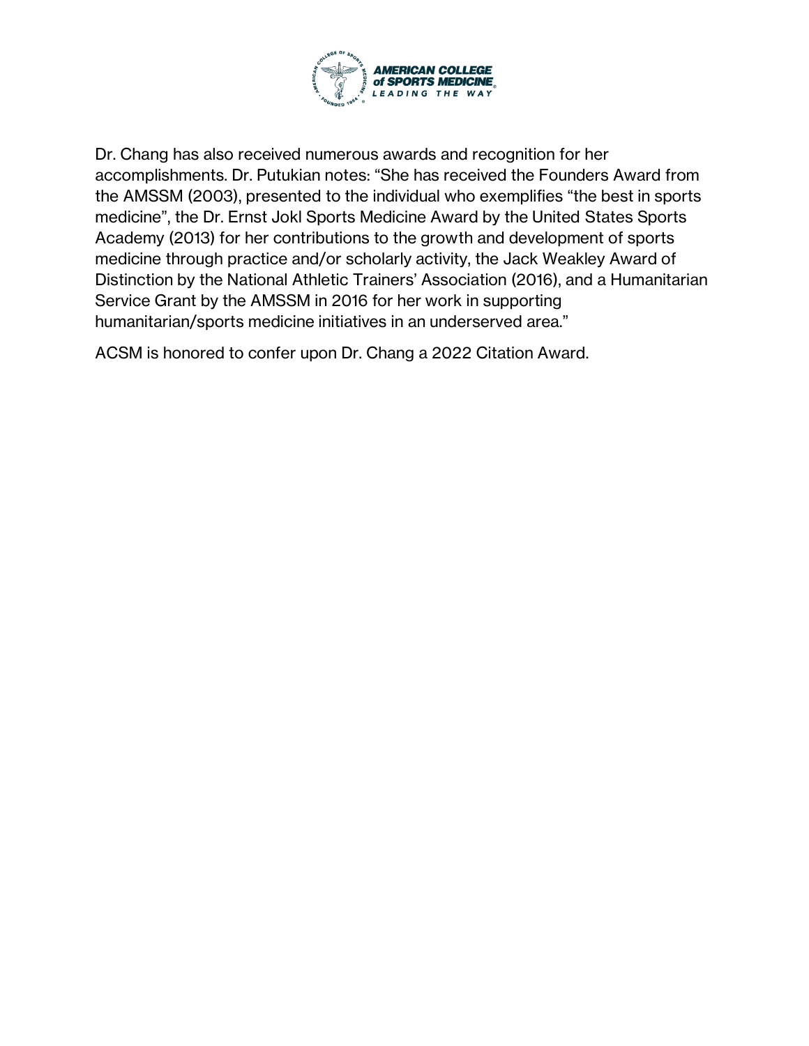Dr. Chang has also received numerous awards and recognition for her accomplishments. Dr. Putukian notes: "She has received the Founders Award from the AMSSM (2003), presented to the individual who exemplifies "the best in sports medicine", the Dr. Ernst Jokl Sports Medicine Award by the United States Sports Academy (2013) for her contributions to the growth and development of sports medicine through practice and/or scholarly activity, the Jack Weakley Award of Distinction by the National Athletic Trainers' Association (2016), and a Humanitarian Service Grant by the AMSSM in 2016 for her work in supporting humanitarian/sports medicine initiatives in an underserved area."

ACSM is honored to confer upon Dr. Chang a 2022 Citation Award.